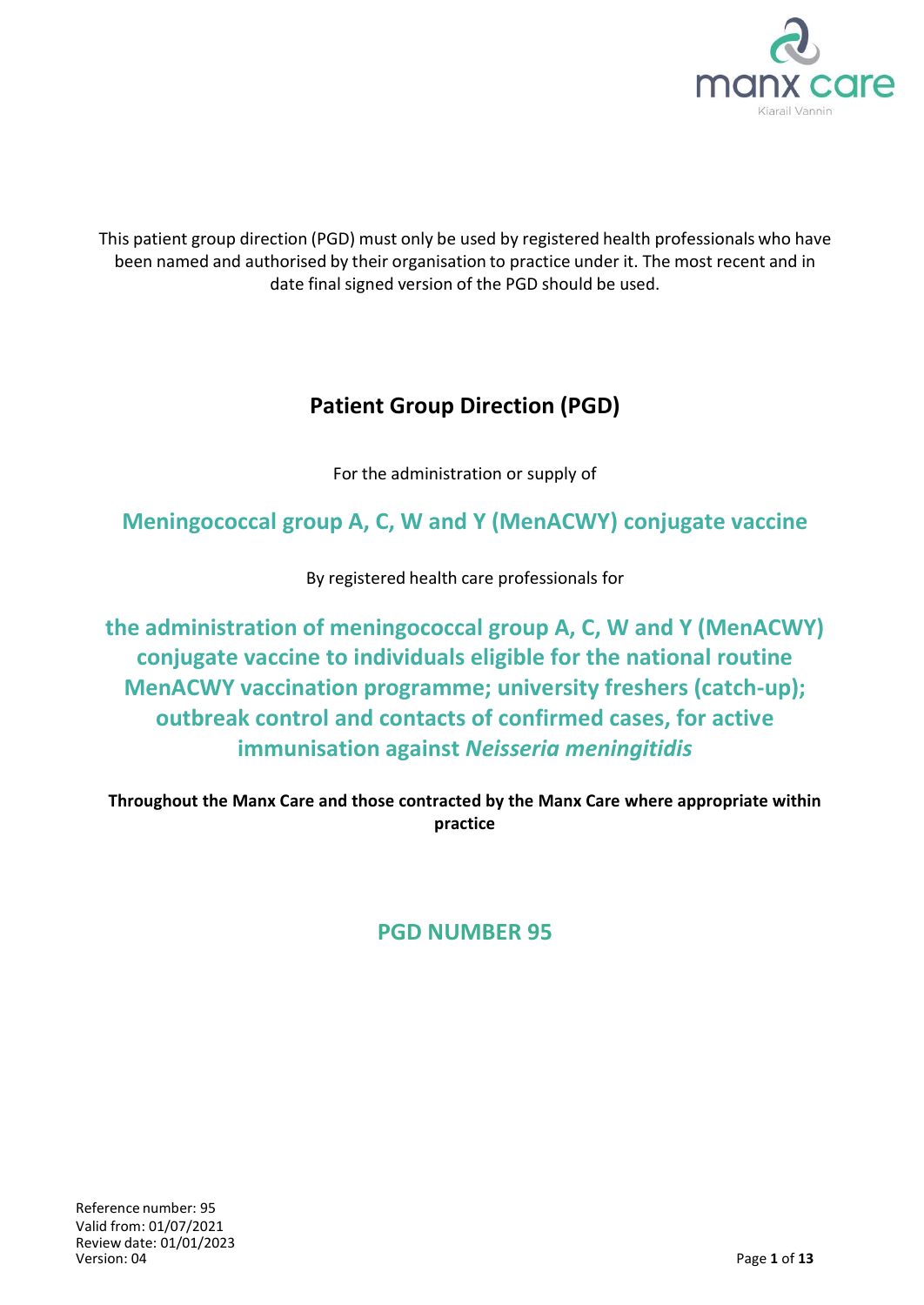manx care
Kiarail Vannin

This patient group direction (PGD) must only be used by registered health professionals who have been named and authorised by their organisation to practice under it. The most recent and in date final signed version of the PGD should be used.

# Patient Group Direction (PGD)

For the administration or supply of

## Meningococcal group A, C, W and Y (MenACWY) conjugate vaccine

By registered health care professionals for

## the administration of meningococcal group A, C, W and Y (MenACWY) conjugate vaccine to individuals eligible for the national routine MenACWY vaccination programme; university freshers (catch-up); outbreak control and contacts of confirmed cases, for active immunisation against *Neisseria meningitidis*

**Throughout the Manx Care and those contracted by the Manx Care where appropriate within practice**

## PGD NUMBER 95

Reference number: 95
Valid from: 01/07/2021
Review date: 01/01/2023
Version: 04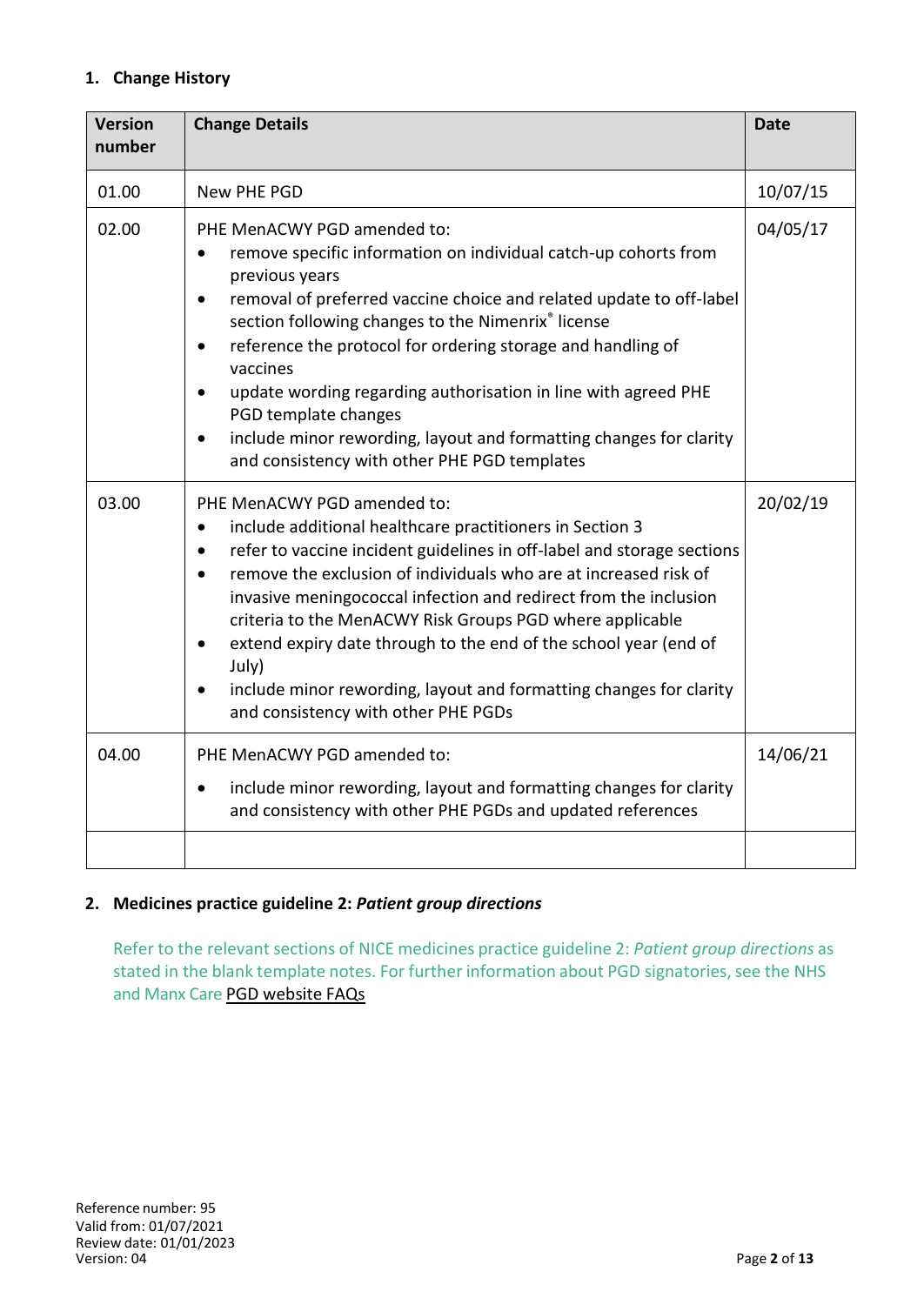## 1. Change History

| Version number | Change Details | Date |
|---|---|---|
| 01.00 | New PHE PGD | 10/07/15 |
| 02.00 | PHE MenACWY PGD amended to:<br>• remove specific information on individual catch-up cohorts from previous years<br>• removal of preferred vaccine choice and related update to off-label section following changes to the Nimenrix® license<br>• reference the protocol for ordering storage and handling of vaccines<br>• update wording regarding authorisation in line with agreed PHE PGD template changes<br>• include minor rewording, layout and formatting changes for clarity and consistency with other PHE PGD templates | 04/05/17 |
| 03.00 | PHE MenACWY PGD amended to:<br>• include additional healthcare practitioners in Section 3<br>• refer to vaccine incident guidelines in off-label and storage sections<br>• remove the exclusion of individuals who are at increased risk of invasive meningococcal infection and redirect from the inclusion criteria to the MenACWY Risk Groups PGD where applicable<br>• extend expiry date through to the end of the school year (end of July)<br>• include minor rewording, layout and formatting changes for clarity and consistency with other PHE PGDs | 20/02/19 |
| 04.00 | PHE MenACWY PGD amended to:<br>• include minor rewording, layout and formatting changes for clarity and consistency with other PHE PGDs and updated references | 14/06/21 |
| | | |

## 2. Medicines practice guideline 2: *Patient group directions*

Refer to the relevant sections of NICE medicines practice guideline 2: *Patient group directions* as stated in the blank template notes. For further information about PGD signatories, see the NHS and Manx Care PGD website FAQs

Reference number: 95
Valid from: 01/07/2021
Review date: 01/01/2023
Version: 04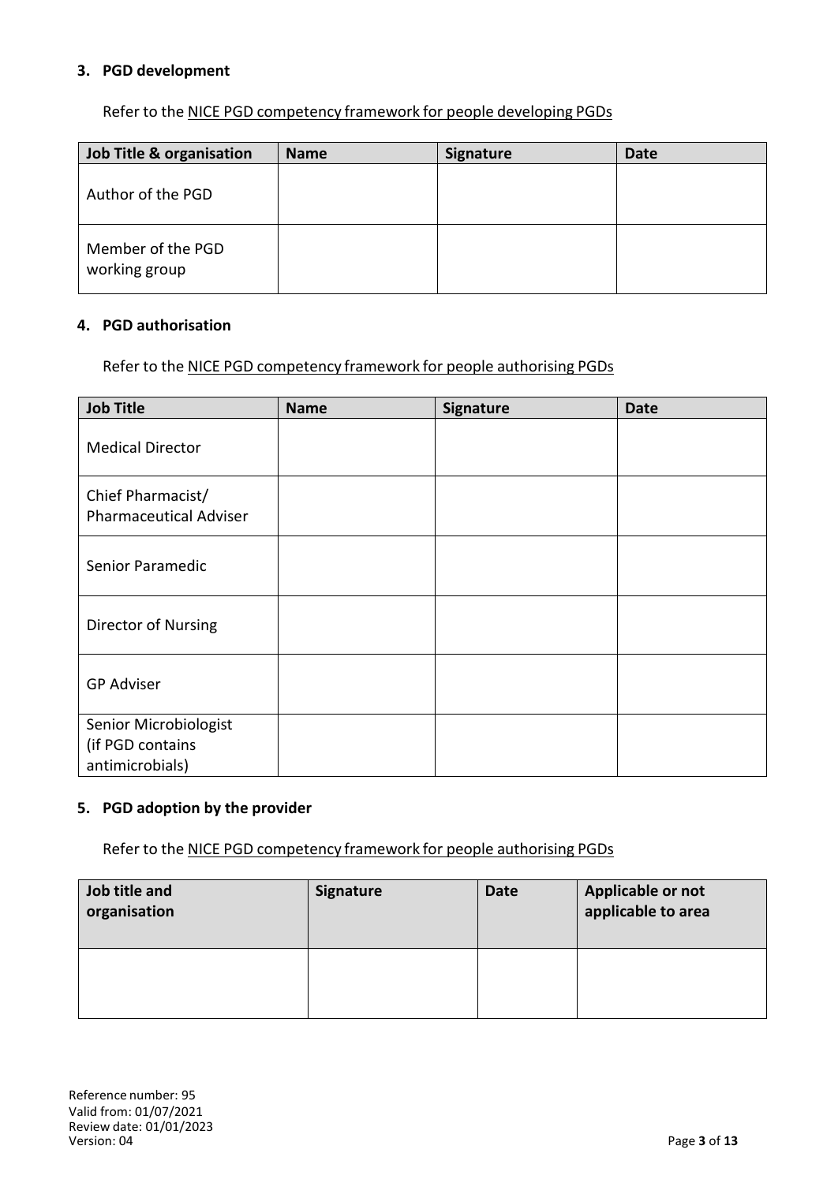### 3. PGD development

Refer to the NICE PGD competency framework for people developing PGDs

| Job Title & organisation | Name | Signature | Date |
|---|---|---|---|
| Author of the PGD | | | |
| Member of the PGD working group | | | |

### 4. PGD authorisation

Refer to the NICE PGD competency framework for people authorising PGDs

| Job Title | Name | Signature | Date |
|---|---|---|---|
| Medical Director | | | |
| Chief Pharmacist/ Pharmaceutical Adviser | | | |
| Senior Paramedic | | | |
| Director of Nursing | | | |
| GP Adviser | | | |
| Senior Microbiologist (if PGD contains antimicrobials) | | | |

### 5. PGD adoption by the provider

Refer to the NICE PGD competency framework for people authorising PGDs

| Job title and organisation | Signature | Date | Applicable or not applicable to area |
|---|---|---|---|
| | | | |

Reference number: 95
Valid from: 01/07/2021
Review date: 01/01/2023
Version: 04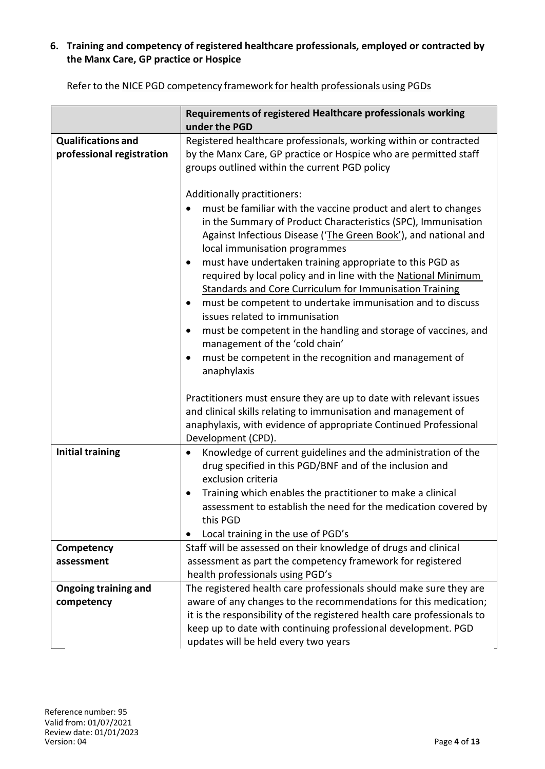### 6. Training and competency of registered healthcare professionals, employed or contracted by the Manx Care, GP practice or Hospice

Refer to the NICE PGD competency framework for health professionals using PGDs

| | Requirements of registered Healthcare professionals working under the PGD |
|---|---|
| **Qualifications and professional registration** | Registered healthcare professionals, working within or contracted by the Manx Care, GP practice or Hospice who are permitted staff groups outlined within the current PGD policy<br><br>Additionally practitioners:<br>• must be familiar with the vaccine product and alert to changes in the Summary of Product Characteristics (SPC), Immunisation Against Infectious Disease ('The Green Book'), and national and local immunisation programmes<br>• must have undertaken training appropriate to this PGD as required by local policy and in line with the National Minimum Standards and Core Curriculum for Immunisation Training<br>• must be competent to undertake immunisation and to discuss issues related to immunisation<br>• must be competent in the handling and storage of vaccines, and management of the 'cold chain'<br>• must be competent in the recognition and management of anaphylaxis<br><br>Practitioners must ensure they are up to date with relevant issues and clinical skills relating to immunisation and management of anaphylaxis, with evidence of appropriate Continued Professional Development (CPD). |
| **Initial training** | • Knowledge of current guidelines and the administration of the drug specified in this PGD/BNF and of the inclusion and exclusion criteria<br>• Training which enables the practitioner to make a clinical assessment to establish the need for the medication covered by this PGD<br>• Local training in the use of PGD's |
| **Competency assessment** | Staff will be assessed on their knowledge of drugs and clinical assessment as part the competency framework for registered health professionals using PGD's |
| **Ongoing training and competency** | The registered health care professionals should make sure they are aware of any changes to the recommendations for this medication; it is the responsibility of the registered health care professionals to keep up to date with continuing professional development. PGD updates will be held every two years |

Reference number: 95
Valid from: 01/07/2021
Review date: 01/01/2023
Version: 04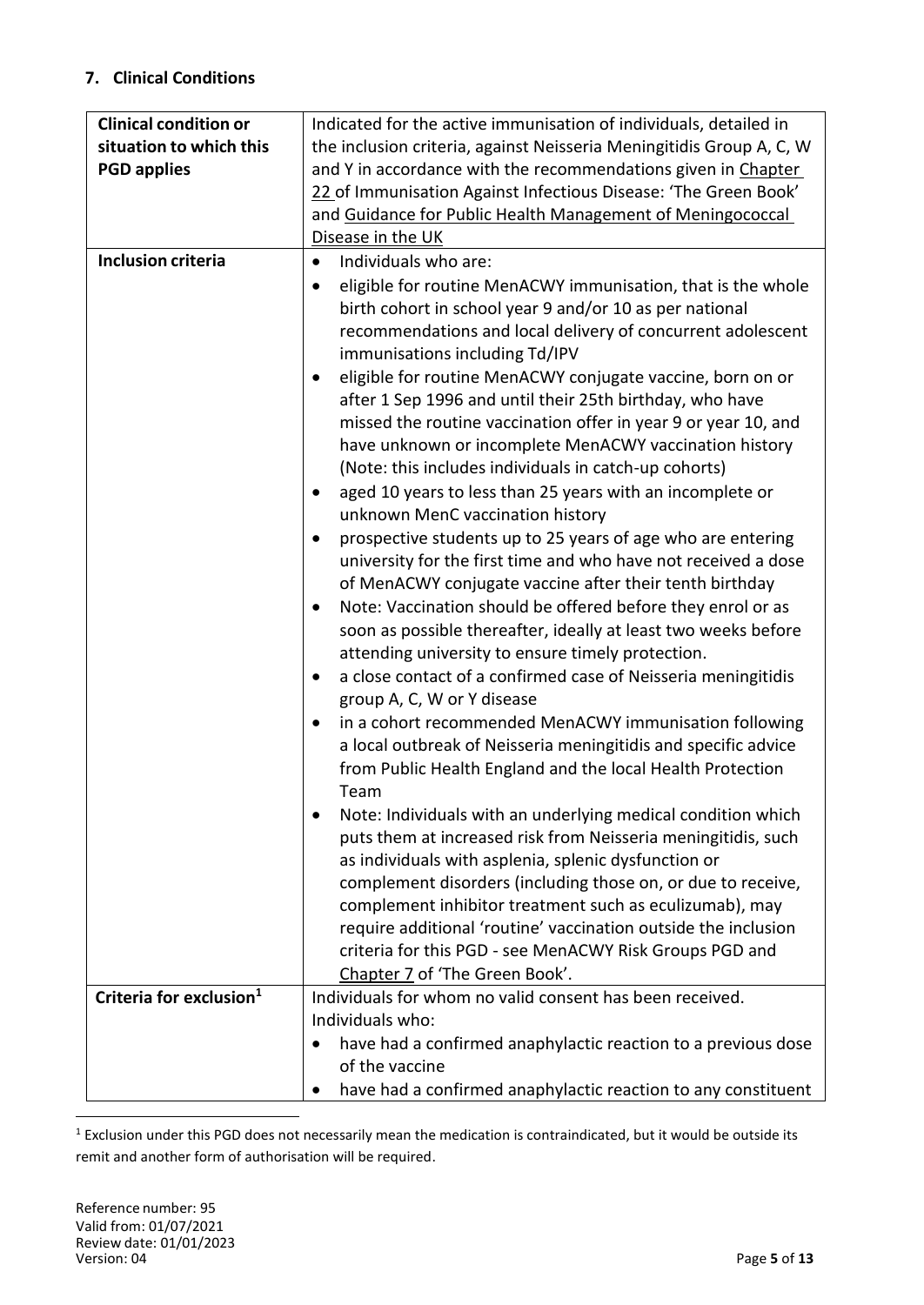## 7. Clinical Conditions

| | |
|---|---|
| **Clinical condition or situation to which this PGD applies** | Indicated for the active immunisation of individuals, detailed in the inclusion criteria, against Neisseria Meningitidis Group A, C, W and Y in accordance with the recommendations given in Chapter 22 of Immunisation Against Infectious Disease: 'The Green Book' and Guidance for Public Health Management of Meningococcal Disease in the UK |
| **Inclusion criteria** | • Individuals who are:<br>• eligible for routine MenACWY immunisation, that is the whole birth cohort in school year 9 and/or 10 as per national recommendations and local delivery of concurrent adolescent immunisations including Td/IPV<br>• eligible for routine MenACWY conjugate vaccine, born on or after 1 Sep 1996 and until their 25th birthday, who have missed the routine vaccination offer in year 9 or year 10, and have unknown or incomplete MenACWY vaccination history (Note: this includes individuals in catch-up cohorts)<br>• aged 10 years to less than 25 years with an incomplete or unknown MenC vaccination history<br>• prospective students up to 25 years of age who are entering university for the first time and who have not received a dose of MenACWY conjugate vaccine after their tenth birthday<br>• Note: Vaccination should be offered before they enrol or as soon as possible thereafter, ideally at least two weeks before attending university to ensure timely protection.<br>• a close contact of a confirmed case of Neisseria meningitidis group A, C, W or Y disease<br>• in a cohort recommended MenACWY immunisation following a local outbreak of Neisseria meningitidis and specific advice from Public Health England and the local Health Protection Team<br>• Note: Individuals with an underlying medical condition which puts them at increased risk from Neisseria meningitidis, such as individuals with asplenia, splenic dysfunction or complement disorders (including those on, or due to receive, complement inhibitor treatment such as eculizumab), may require additional 'routine' vaccination outside the inclusion criteria for this PGD - see MenACWY Risk Groups PGD and Chapter 7 of 'The Green Book'. |
| **Criteria for exclusion[1]** | Individuals for whom no valid consent has been received.<br>Individuals who:<br>• have had a confirmed anaphylactic reaction to a previous dose of the vaccine<br>• have had a confirmed anaphylactic reaction to any constituent |

[1] Exclusion under this PGD does not necessarily mean the medication is contraindicated, but it would be outside its remit and another form of authorisation will be required.

Reference number: 95
Valid from: 01/07/2021
Review date: 01/01/2023
Version: 04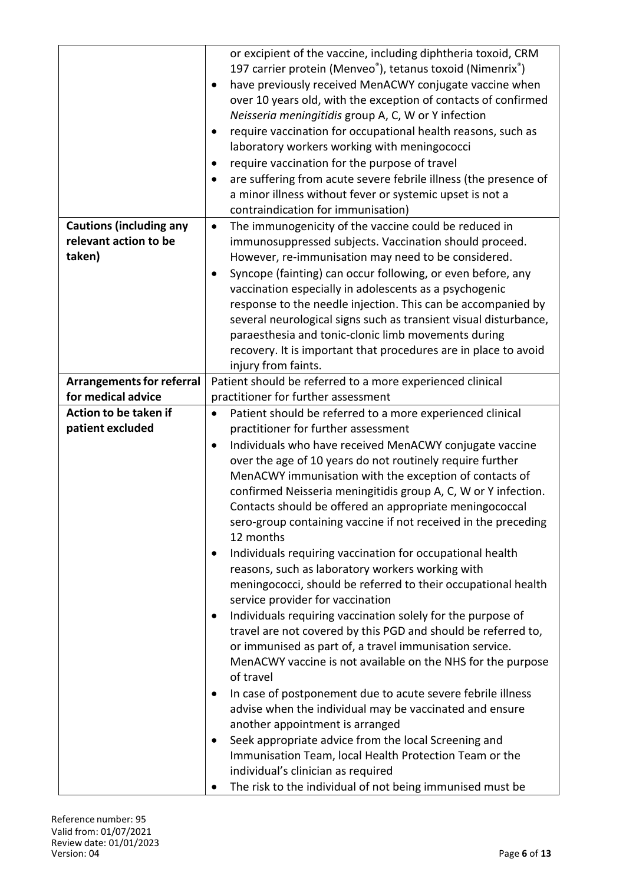| | |
|---|---|
| | or excipient of the vaccine, including diphtheria toxoid, CRM 197 carrier protein (Menveo®), tetanus toxoid (Nimenrix®)<br>• have previously received MenACWY conjugate vaccine when over 10 years old, with the exception of contacts of confirmed *Neisseria meningitidis* group A, C, W or Y infection<br>• require vaccination for occupational health reasons, such as laboratory workers working with meningococci<br>• require vaccination for the purpose of travel<br>• are suffering from acute severe febrile illness (the presence of a minor illness without fever or systemic upset is not a contraindication for immunisation) |
| **Cautions (including any relevant action to be taken)** | • The immunogenicity of the vaccine could be reduced in immunosuppressed subjects. Vaccination should proceed. However, re-immunisation may need to be considered.<br>• Syncope (fainting) can occur following, or even before, any vaccination especially in adolescents as a psychogenic response to the needle injection. This can be accompanied by several neurological signs such as transient visual disturbance, paraesthesia and tonic-clonic limb movements during recovery. It is important that procedures are in place to avoid injury from faints. |
| **Arrangements for referral for medical advice** | Patient should be referred to a more experienced clinical practitioner for further assessment |
| **Action to be taken if patient excluded** | • Patient should be referred to a more experienced clinical practitioner for further assessment<br>• Individuals who have received MenACWY conjugate vaccine over the age of 10 years do not routinely require further MenACWY immunisation with the exception of contacts of confirmed Neisseria meningitidis group A, C, W or Y infection. Contacts should be offered an appropriate meningococcal sero-group containing vaccine if not received in the preceding 12 months<br>• Individuals requiring vaccination for occupational health reasons, such as laboratory workers working with meningococci, should be referred to their occupational health service provider for vaccination<br>• Individuals requiring vaccination solely for the purpose of travel are not covered by this PGD and should be referred to, or immunised as part of, a travel immunisation service. MenACWY vaccine is not available on the NHS for the purpose of travel<br>• In case of postponement due to acute severe febrile illness advise when the individual may be vaccinated and ensure another appointment is arranged<br>• Seek appropriate advice from the local Screening and Immunisation Team, local Health Protection Team or the individual's clinician as required<br>• The risk to the individual of not being immunised must be |

Reference number: 95
Valid from: 01/07/2021
Review date: 01/01/2023
Version: 04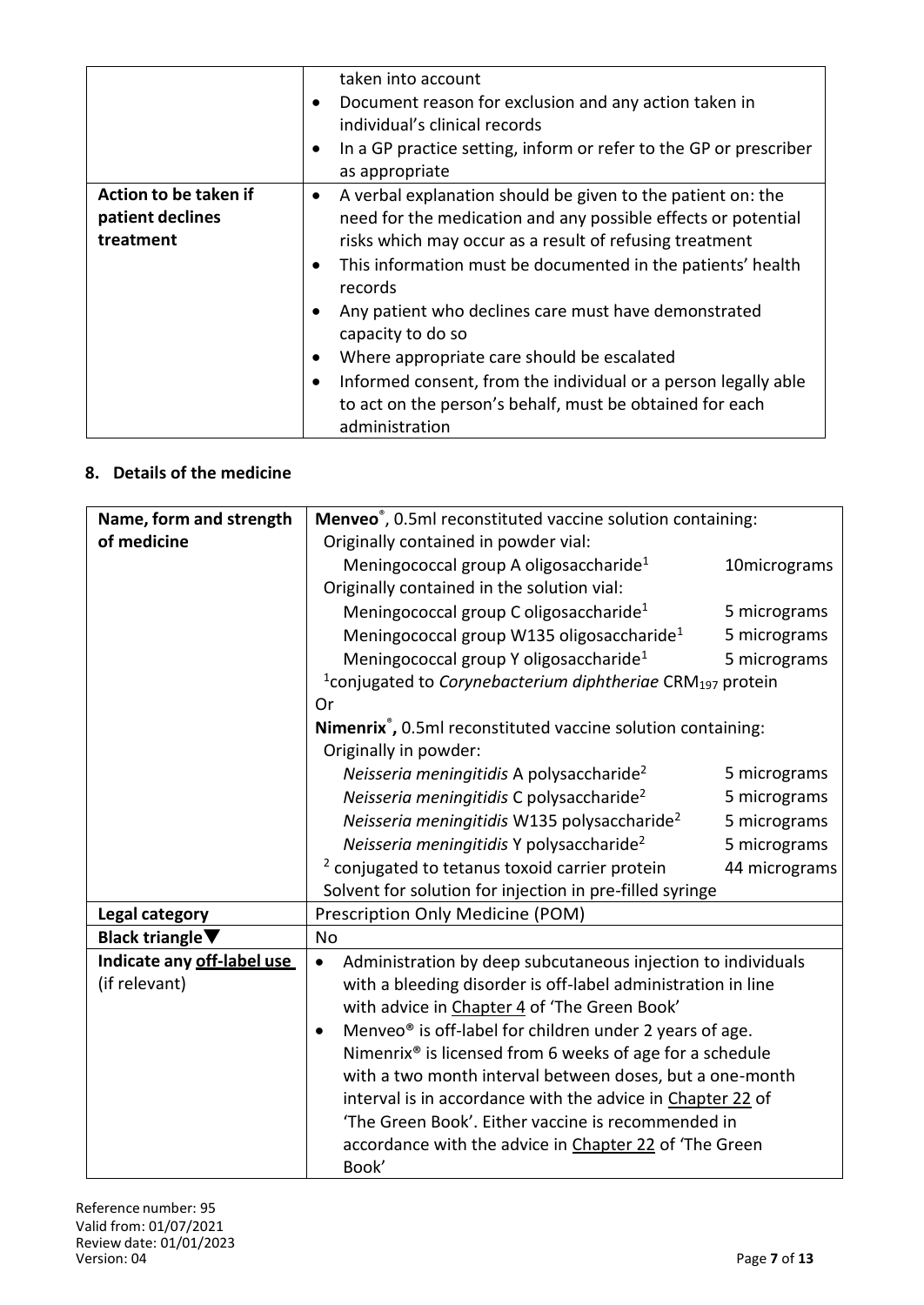| | |
|---|---|
| | taken into account<br>• Document reason for exclusion and any action taken in individual's clinical records<br>• In a GP practice setting, inform or refer to the GP or prescriber as appropriate |
| **Action to be taken if patient declines treatment** | • A verbal explanation should be given to the patient on: the need for the medication and any possible effects or potential risks which may occur as a result of refusing treatment<br>• This information must be documented in the patients' health records<br>• Any patient who declines care must have demonstrated capacity to do so<br>• Where appropriate care should be escalated<br>• Informed consent, from the individual or a person legally able to act on the person's behalf, must be obtained for each administration |

## 8. Details of the medicine

| | |
|---|---|
| **Name, form and strength of medicine** | **Menveo**®, 0.5ml reconstituted vaccine solution containing:<br>Originally contained in powder vial:<br>Meningococcal group A oligosaccharide[1] 10micrograms<br>Originally contained in the solution vial:<br>Meningococcal group C oligosaccharide[1] 5 micrograms<br>Meningococcal group W135 oligosaccharide[1] 5 micrograms<br>Meningococcal group Y oligosaccharide[1] 5 micrograms<br>[1]conjugated to *Corynebacterium diphtheriae* $CRM_{197}$ protein<br>Or<br>**Nimenrix**®**,** 0.5ml reconstituted vaccine solution containing:<br>Originally in powder:<br>*Neisseria meningitidis* A polysaccharide[2] 5 micrograms<br>*Neisseria meningitidis* C polysaccharide[2] 5 micrograms<br>*Neisseria meningitidis* W135 polysaccharide[2] 5 micrograms<br>*Neisseria meningitidis* Y polysaccharide[2] 5 micrograms<br>[2] conjugated to tetanus toxoid carrier protein 44 micrograms<br>Solvent for solution for injection in pre-filled syringe |
| **Legal category** | Prescription Only Medicine (POM) |
| **Black triangle▼** | No |
| **Indicate any off-label use** (if relevant) | • Administration by deep subcutaneous injection to individuals with a bleeding disorder is off-label administration in line with advice in Chapter 4 of 'The Green Book'<br>• Menveo® is off-label for children under 2 years of age. Nimenrix® is licensed from 6 weeks of age for a schedule with a two month interval between doses, but a one-month interval is in accordance with the advice in Chapter 22 of 'The Green Book'. Either vaccine is recommended in accordance with the advice in Chapter 22 of 'The Green Book' |

Reference number: 95
Valid from: 01/07/2021
Review date: 01/01/2023
Version: 04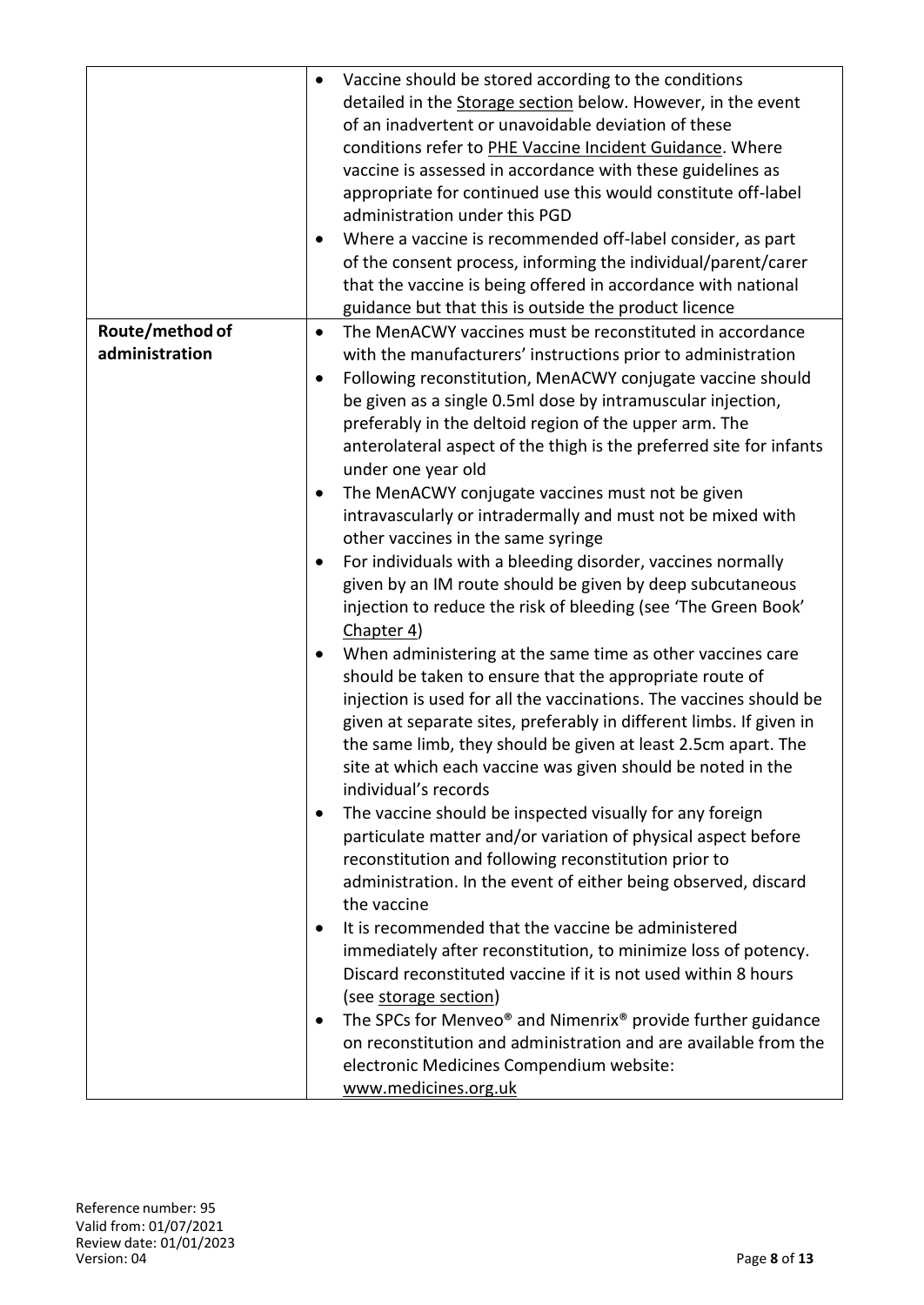| | |
|---|---|
| | • Vaccine should be stored according to the conditions detailed in the Storage section below. However, in the event of an inadvertent or unavoidable deviation of these conditions refer to PHE Vaccine Incident Guidance. Where vaccine is assessed in accordance with these guidelines as appropriate for continued use this would constitute off-label administration under this PGD<br>• Where a vaccine is recommended off-label consider, as part of the consent process, informing the individual/parent/carer that the vaccine is being offered in accordance with national guidance but that this is outside the product licence |
| **Route/method of administration** | • The MenACWY vaccines must be reconstituted in accordance with the manufacturers' instructions prior to administration<br>• Following reconstitution, MenACWY conjugate vaccine should be given as a single 0.5ml dose by intramuscular injection, preferably in the deltoid region of the upper arm. The anterolateral aspect of the thigh is the preferred site for infants under one year old<br>• The MenACWY conjugate vaccines must not be given intravascularly or intradermally and must not be mixed with other vaccines in the same syringe<br>• For individuals with a bleeding disorder, vaccines normally given by an IM route should be given by deep subcutaneous injection to reduce the risk of bleeding (see 'The Green Book' Chapter 4)<br>• When administering at the same time as other vaccines care should be taken to ensure that the appropriate route of injection is used for all the vaccinations. The vaccines should be given at separate sites, preferably in different limbs. If given in the same limb, they should be given at least 2.5cm apart. The site at which each vaccine was given should be noted in the individual's records<br>• The vaccine should be inspected visually for any foreign particulate matter and/or variation of physical aspect before reconstitution and following reconstitution prior to administration. In the event of either being observed, discard the vaccine<br>• It is recommended that the vaccine be administered immediately after reconstitution, to minimize loss of potency. Discard reconstituted vaccine if it is not used within 8 hours (see storage section)<br>• The SPCs for Menveo® and Nimenrix® provide further guidance on reconstitution and administration and are available from the electronic Medicines Compendium website: www.medicines.org.uk |

Reference number: 95
Valid from: 01/07/2021
Review date: 01/01/2023
Version: 04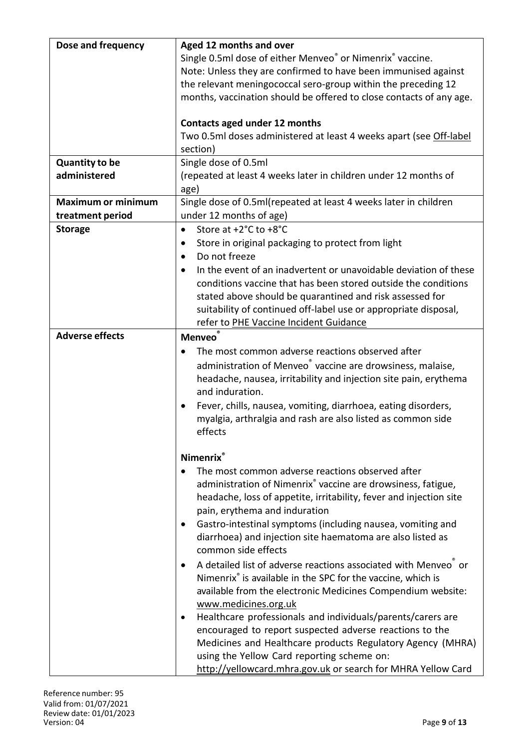| | |
|---|---|
| **Dose and frequency** | **Aged 12 months and over**<br>Single 0.5ml dose of either Menveo® or Nimenrix® vaccine.<br>Note: Unless they are confirmed to have been immunised against the relevant meningococcal sero-group within the preceding 12 months, vaccination should be offered to close contacts of any age.<br><br>**Contacts aged under 12 months**<br>Two 0.5ml doses administered at least 4 weeks apart (see Off-label section) |
| **Quantity to be administered** | Single dose of 0.5ml<br>(repeated at least 4 weeks later in children under 12 months of age) |
| **Maximum or minimum treatment period** | Single dose of 0.5ml(repeated at least 4 weeks later in children under 12 months of age) |
| **Storage** | • Store at +2°C to +8°C<br>• Store in original packaging to protect from light<br>• Do not freeze<br>• In the event of an inadvertent or unavoidable deviation of these conditions vaccine that has been stored outside the conditions stated above should be quarantined and risk assessed for suitability of continued off-label use or appropriate disposal, refer to PHE Vaccine Incident Guidance |
| **Adverse effects** | **Menveo®**<br>• The most common adverse reactions observed after administration of Menveo® vaccine are drowsiness, malaise, headache, nausea, irritability and injection site pain, erythema and induration.<br>• Fever, chills, nausea, vomiting, diarrhoea, eating disorders, myalgia, arthralgia and rash are also listed as common side effects<br><br>**Nimenrix®**<br>• The most common adverse reactions observed after administration of Nimenrix® vaccine are drowsiness, fatigue, headache, loss of appetite, irritability, fever and injection site pain, erythema and induration<br>• Gastro-intestinal symptoms (including nausea, vomiting and diarrhoea) and injection site haematoma are also listed as common side effects<br>• A detailed list of adverse reactions associated with Menveo® or Nimenrix® is available in the SPC for the vaccine, which is available from the electronic Medicines Compendium website: www.medicines.org.uk<br>• Healthcare professionals and individuals/parents/carers are encouraged to report suspected adverse reactions to the Medicines and Healthcare products Regulatory Agency (MHRA) using the Yellow Card reporting scheme on: http://yellowcard.mhra.gov.uk or search for MHRA Yellow Card |

Reference number: 95
Valid from: 01/07/2021
Review date: 01/01/2023
Version: 04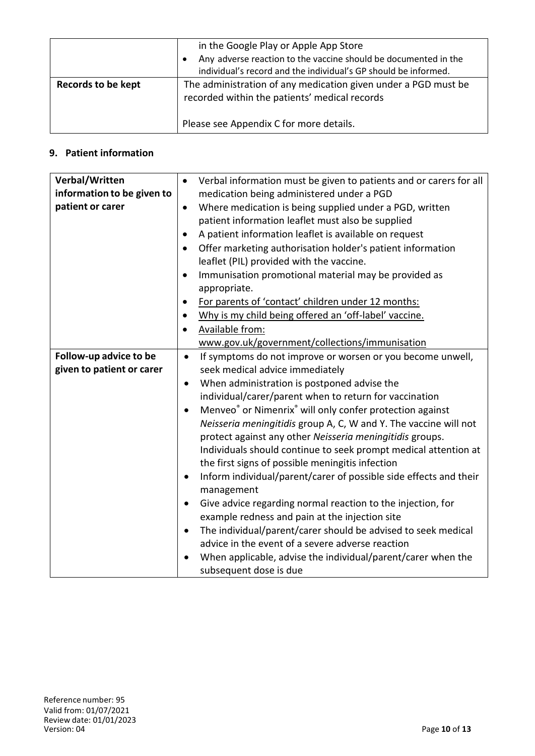|  |  |
| --- | --- |
|  | in the Google Play or Apple App Store<br>• Any adverse reaction to the vaccine should be documented in the individual's record and the individual's GP should be informed. |
| **Records to be kept** | The administration of any medication given under a PGD must be recorded within the patients' medical records<br><br>Please see Appendix C for more details. |

## 9. Patient information

|  |  |
| --- | --- |
| **Verbal/Written information to be given to patient or carer** | • Verbal information must be given to patients and or carers for all medication being administered under a PGD<br>• Where medication is being supplied under a PGD, written patient information leaflet must also be supplied<br>• A patient information leaflet is available on request<br>• Offer marketing authorisation holder's patient information leaflet (PIL) provided with the vaccine.<br>• Immunisation promotional material may be provided as appropriate.<br>• For parents of 'contact' children under 12 months:<br>• Why is my child being offered an 'off-label' vaccine.<br>• Available from: www.gov.uk/government/collections/immunisation |
| **Follow-up advice to be given to patient or carer** | • If symptoms do not improve or worsen or you become unwell, seek medical advice immediately<br>• When administration is postponed advise the individual/carer/parent when to return for vaccination<br>• Menveo® or Nimenrix® will only confer protection against *Neisseria meningitidis* group A, C, W and Y. The vaccine will not protect against any other *Neisseria meningitidis* groups. Individuals should continue to seek prompt medical attention at the first signs of possible meningitis infection<br>• Inform individual/parent/carer of possible side effects and their management<br>• Give advice regarding normal reaction to the injection, for example redness and pain at the injection site<br>• The individual/parent/carer should be advised to seek medical advice in the event of a severe adverse reaction<br>• When applicable, advise the individual/parent/carer when the subsequent dose is due |

Reference number: 95
Valid from: 01/07/2021
Review date: 01/01/2023
Version: 04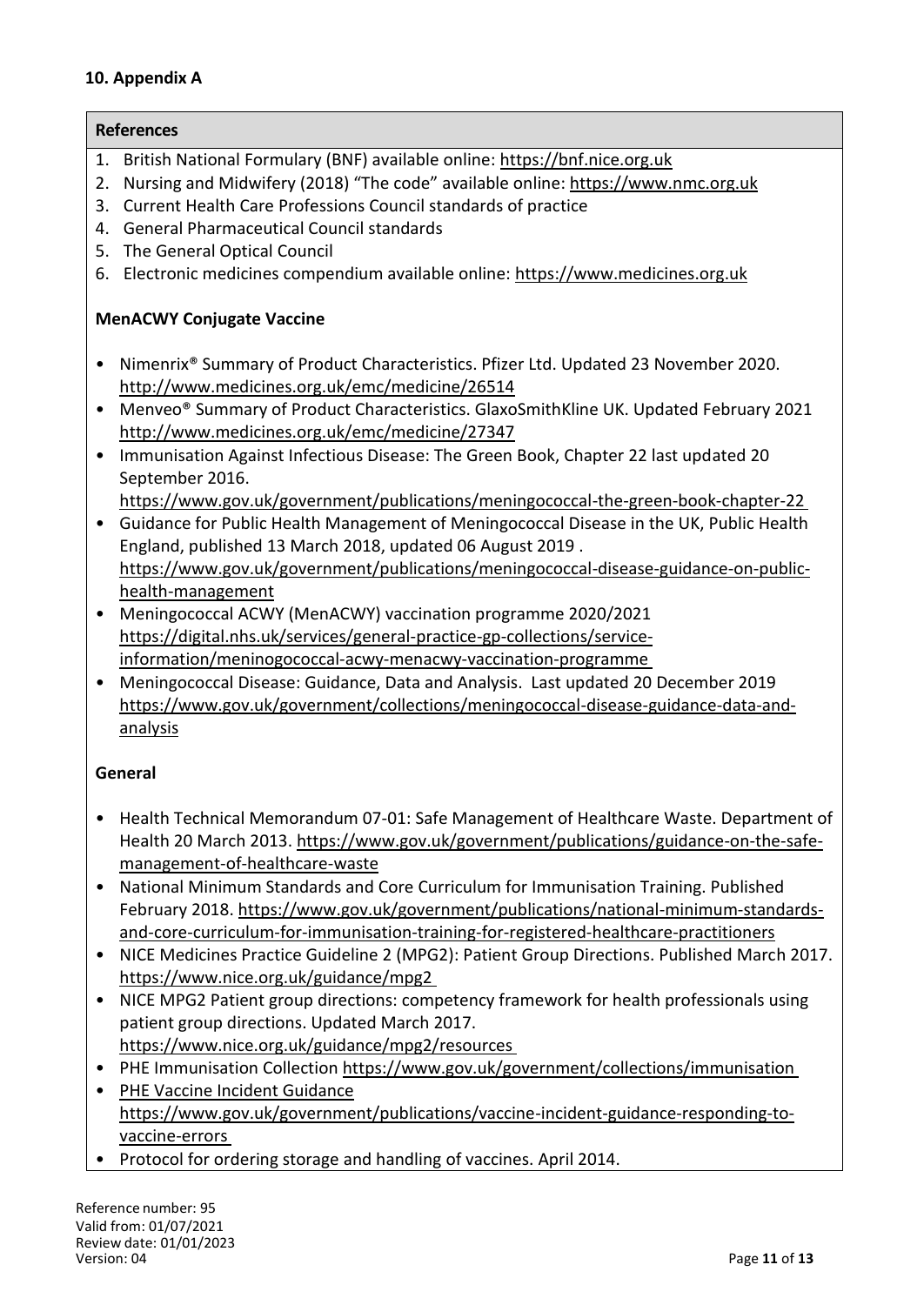## 10. Appendix A

### References

1. British National Formulary (BNF) available online: https://bnf.nice.org.uk
2. Nursing and Midwifery (2018) "The code" available online: https://www.nmc.org.uk
3. Current Health Care Professions Council standards of practice
4. General Pharmaceutical Council standards
5. The General Optical Council
6. Electronic medicines compendium available online: https://www.medicines.org.uk

**MenACWY Conjugate Vaccine**

- Nimenrix® Summary of Product Characteristics. Pfizer Ltd. Updated 23 November 2020. http://www.medicines.org.uk/emc/medicine/26514
- Menveo® Summary of Product Characteristics. GlaxoSmithKline UK. Updated February 2021 http://www.medicines.org.uk/emc/medicine/27347
- Immunisation Against Infectious Disease: The Green Book, Chapter 22 last updated 20 September 2016. https://www.gov.uk/government/publications/meningococcal-the-green-book-chapter-22
- Guidance for Public Health Management of Meningococcal Disease in the UK, Public Health England, published 13 March 2018, updated 06 August 2019 . https://www.gov.uk/government/publications/meningococcal-disease-guidance-on-public-health-management
- Meningococcal ACWY (MenACWY) vaccination programme 2020/2021 https://digital.nhs.uk/services/general-practice-gp-collections/service-information/meninogococcal-acwy-menacwy-vaccination-programme
- Meningococcal Disease: Guidance, Data and Analysis. Last updated 20 December 2019 https://www.gov.uk/government/collections/meningococcal-disease-guidance-data-and-analysis

**General**

- Health Technical Memorandum 07-01: Safe Management of Healthcare Waste. Department of Health 20 March 2013. https://www.gov.uk/government/publications/guidance-on-the-safe-management-of-healthcare-waste
- National Minimum Standards and Core Curriculum for Immunisation Training. Published February 2018. https://www.gov.uk/government/publications/national-minimum-standards-and-core-curriculum-for-immunisation-training-for-registered-healthcare-practitioners
- NICE Medicines Practice Guideline 2 (MPG2): Patient Group Directions. Published March 2017. https://www.nice.org.uk/guidance/mpg2
- NICE MPG2 Patient group directions: competency framework for health professionals using patient group directions. Updated March 2017. https://www.nice.org.uk/guidance/mpg2/resources
- PHE Immunisation Collection https://www.gov.uk/government/collections/immunisation
- PHE Vaccine Incident Guidance https://www.gov.uk/government/publications/vaccine-incident-guidance-responding-to-vaccine-errors
- Protocol for ordering storage and handling of vaccines. April 2014.

Reference number: 95
Valid from: 01/07/2021
Review date: 01/01/2023
Version: 04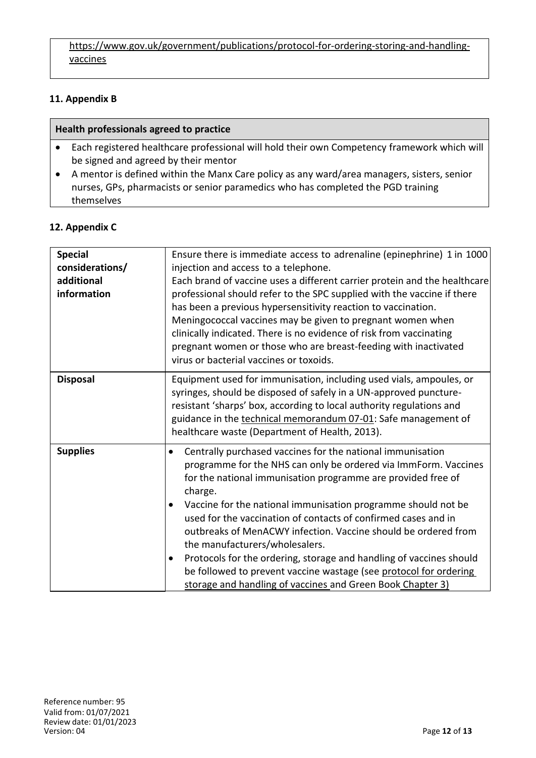https://www.gov.uk/government/publications/protocol-for-ordering-storing-and-handling-vaccines

## 11. Appendix B

| Health professionals agreed to practice |
|---|
| • Each registered healthcare professional will hold their own Competency framework which will be signed and agreed by their mentor<br>• A mentor is defined within the Manx Care policy as any ward/area managers, sisters, senior nurses, GPs, pharmacists or senior paramedics who has completed the PGD training themselves |

## 12. Appendix C

| | |
|---|---|
| **Special considerations/ additional information** | Ensure there is immediate access to adrenaline (epinephrine) 1 in 1000 injection and access to a telephone.<br>Each brand of vaccine uses a different carrier protein and the healthcare professional should refer to the SPC supplied with the vaccine if there has been a previous hypersensitivity reaction to vaccination.<br>Meningococcal vaccines may be given to pregnant women when clinically indicated. There is no evidence of risk from vaccinating pregnant women or those who are breast-feeding with inactivated virus or bacterial vaccines or toxoids. |
| **Disposal** | Equipment used for immunisation, including used vials, ampoules, or syringes, should be disposed of safely in a UN-approved puncture-resistant 'sharps' box, according to local authority regulations and guidance in the technical memorandum 07-01: Safe management of healthcare waste (Department of Health, 2013). |
| **Supplies** | • Centrally purchased vaccines for the national immunisation programme for the NHS can only be ordered via ImmForm. Vaccines for the national immunisation programme are provided free of charge.<br>• Vaccine for the national immunisation programme should not be used for the vaccination of contacts of confirmed cases and in outbreaks of MenACWY infection. Vaccine should be ordered from the manufacturers/wholesalers.<br>• Protocols for the ordering, storage and handling of vaccines should be followed to prevent vaccine wastage (see protocol for ordering storage and handling of vaccines and Green Book Chapter 3) |

Reference number: 95
Valid from: 01/07/2021
Review date: 01/01/2023
Version: 04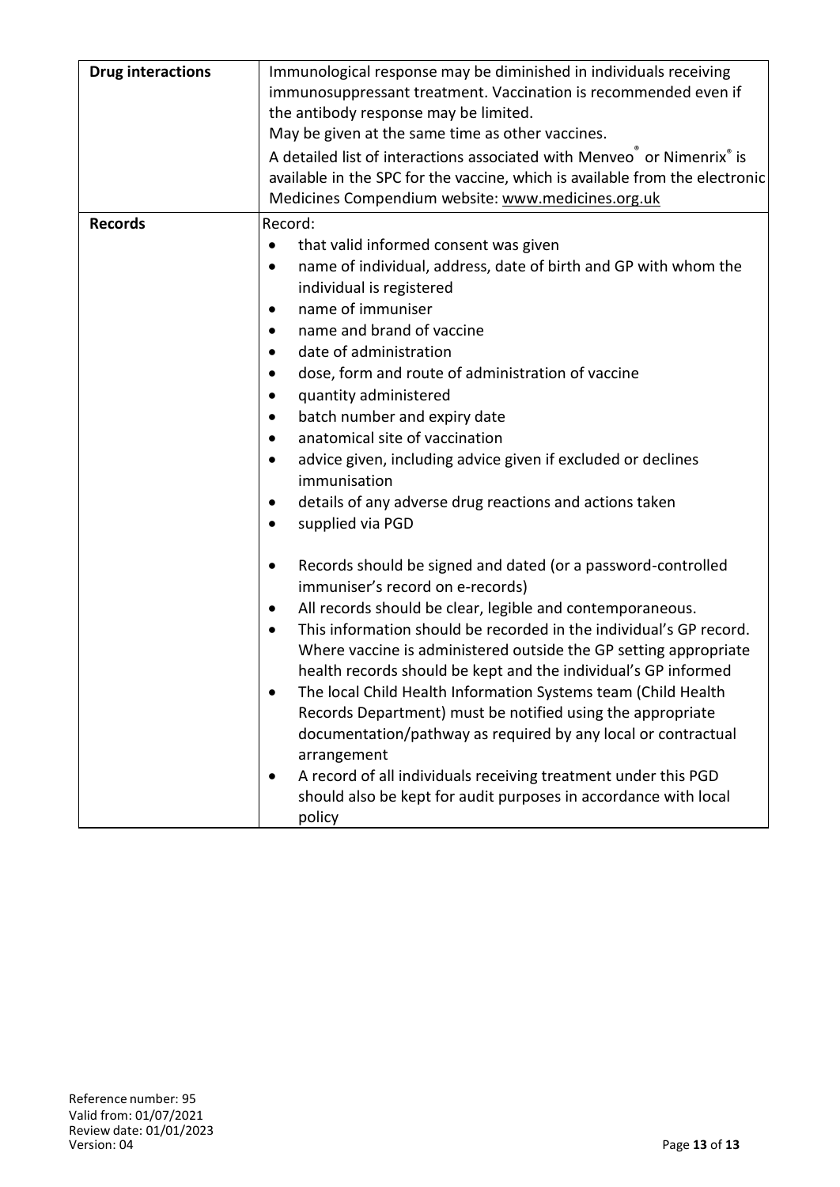| | |
|---|---|
| **Drug interactions** | Immunological response may be diminished in individuals receiving immunosuppressant treatment. Vaccination is recommended even if the antibody response may be limited.<br>May be given at the same time as other vaccines.<br>A detailed list of interactions associated with Menveo® or Nimenrix® is available in the SPC for the vaccine, which is available from the electronic Medicines Compendium website: www.medicines.org.uk |
| **Records** | Record:<br>• that valid informed consent was given<br>• name of individual, address, date of birth and GP with whom the individual is registered<br>• name of immuniser<br>• name and brand of vaccine<br>• date of administration<br>• dose, form and route of administration of vaccine<br>• quantity administered<br>• batch number and expiry date<br>• anatomical site of vaccination<br>• advice given, including advice given if excluded or declines immunisation<br>• details of any adverse drug reactions and actions taken<br>• supplied via PGD<br><br>• Records should be signed and dated (or a password-controlled immuniser's record on e-records)<br>• All records should be clear, legible and contemporaneous.<br>• This information should be recorded in the individual's GP record. Where vaccine is administered outside the GP setting appropriate health records should be kept and the individual's GP informed<br>• The local Child Health Information Systems team (Child Health Records Department) must be notified using the appropriate documentation/pathway as required by any local or contractual arrangement<br>• A record of all individuals receiving treatment under this PGD should also be kept for audit purposes in accordance with local policy |

Reference number: 95
Valid from: 01/07/2021
Review date: 01/01/2023
Version: 04